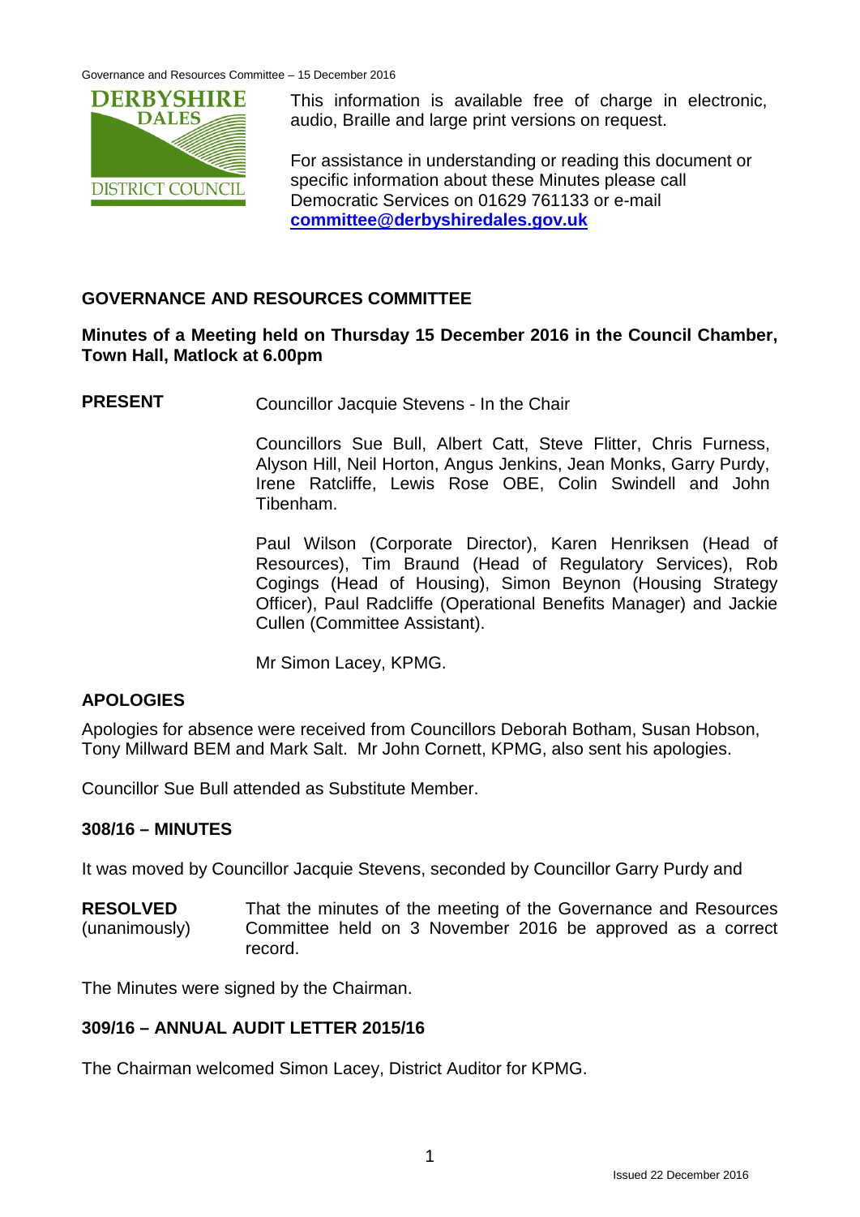This information is available free of charge in electronic, audio, Braille and large print versions on request.

For assistance in understanding or reading this document or specific information about these Minutes please call Democratic Services on 01629 761133 or e-mail **committee@derbyshiredales.gov.uk**

## GOVERNANCE AND RESOURCES COMMITTEE

**Minutes of a Meeting held on Thursday 15 December 2016 in the Council Chamber, Town Hall, Matlock at 6.00pm**

**PRESENT** Councillor Jacquie Stevens - In the Chair

Councillors Sue Bull, Albert Catt, Steve Flitter, Chris Furness, Alyson Hill, Neil Horton, Angus Jenkins, Jean Monks, Garry Purdy, Irene Ratcliffe, Lewis Rose OBE, Colin Swindell and John Tibenham.

Paul Wilson (Corporate Director), Karen Henriksen (Head of Resources), Tim Braund (Head of Regulatory Services), Rob Cogings (Head of Housing), Simon Beynon (Housing Strategy Officer), Paul Radcliffe (Operational Benefits Manager) and Jackie Cullen (Committee Assistant).

Mr Simon Lacey, KPMG.

### APOLOGIES

Apologies for absence were received from Councillors Deborah Botham, Susan Hobson, Tony Millward BEM and Mark Salt. Mr John Cornett, KPMG, also sent his apologies.

Councillor Sue Bull attended as Substitute Member.

### 308/16 – MINUTES

It was moved by Councillor Jacquie Stevens, seconded by Councillor Garry Purdy and

**RESOLVED** (unanimously) That the minutes of the meeting of the Governance and Resources Committee held on 3 November 2016 be approved as a correct record.

The Minutes were signed by the Chairman.

### 309/16 – ANNUAL AUDIT LETTER 2015/16

The Chairman welcomed Simon Lacey, District Auditor for KPMG.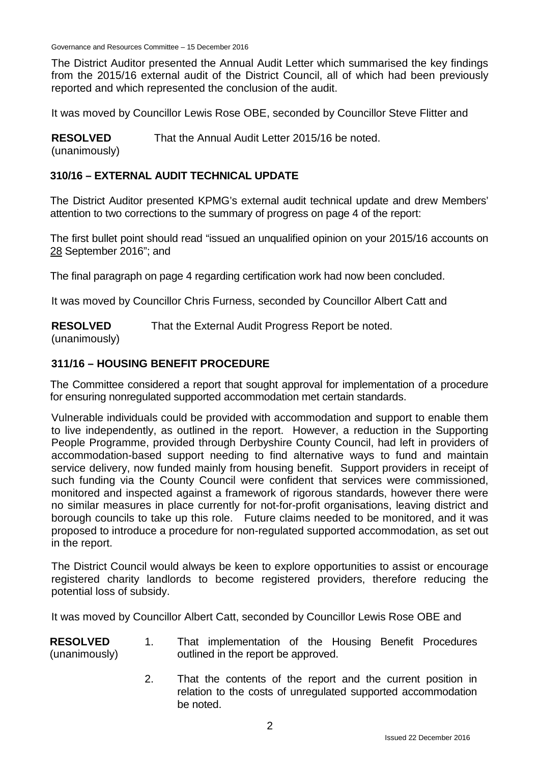The District Auditor presented the Annual Audit Letter which summarised the key findings from the 2015/16 external audit of the District Council, all of which had been previously reported and which represented the conclusion of the audit.

It was moved by Councillor Lewis Rose OBE, seconded by Councillor Steve Flitter and

**RESOLVED** (unanimously) That the Annual Audit Letter 2015/16 be noted.

## 310/16 – EXTERNAL AUDIT TECHNICAL UPDATE

The District Auditor presented KPMG's external audit technical update and drew Members' attention to two corrections to the summary of progress on page 4 of the report:

The first bullet point should read "issued an unqualified opinion on your 2015/16 accounts on 28 September 2016"; and

The final paragraph on page 4 regarding certification work had now been concluded.

It was moved by Councillor Chris Furness, seconded by Councillor Albert Catt and

**RESOLVED** (unanimously) That the External Audit Progress Report be noted.

## 311/16 – HOUSING BENEFIT PROCEDURE

The Committee considered a report that sought approval for implementation of a procedure for ensuring nonregulated supported accommodation met certain standards.

Vulnerable individuals could be provided with accommodation and support to enable them to live independently, as outlined in the report. However, a reduction in the Supporting People Programme, provided through Derbyshire County Council, had left in providers of accommodation-based support needing to find alternative ways to fund and maintain service delivery, now funded mainly from housing benefit. Support providers in receipt of such funding via the County Council were confident that services were commissioned, monitored and inspected against a framework of rigorous standards, however there were no similar measures in place currently for not-for-profit organisations, leaving district and borough councils to take up this role. Future claims needed to be monitored, and it was proposed to introduce a procedure for non-regulated supported accommodation, as set out in the report.

The District Council would always be keen to explore opportunities to assist or encourage registered charity landlords to become registered providers, therefore reducing the potential loss of subsidy.

It was moved by Councillor Albert Catt, seconded by Councillor Lewis Rose OBE and

**RESOLVED** (unanimously)

1. That implementation of the Housing Benefit Procedures outlined in the report be approved.
2. That the contents of the report and the current position in relation to the costs of unregulated supported accommodation be noted.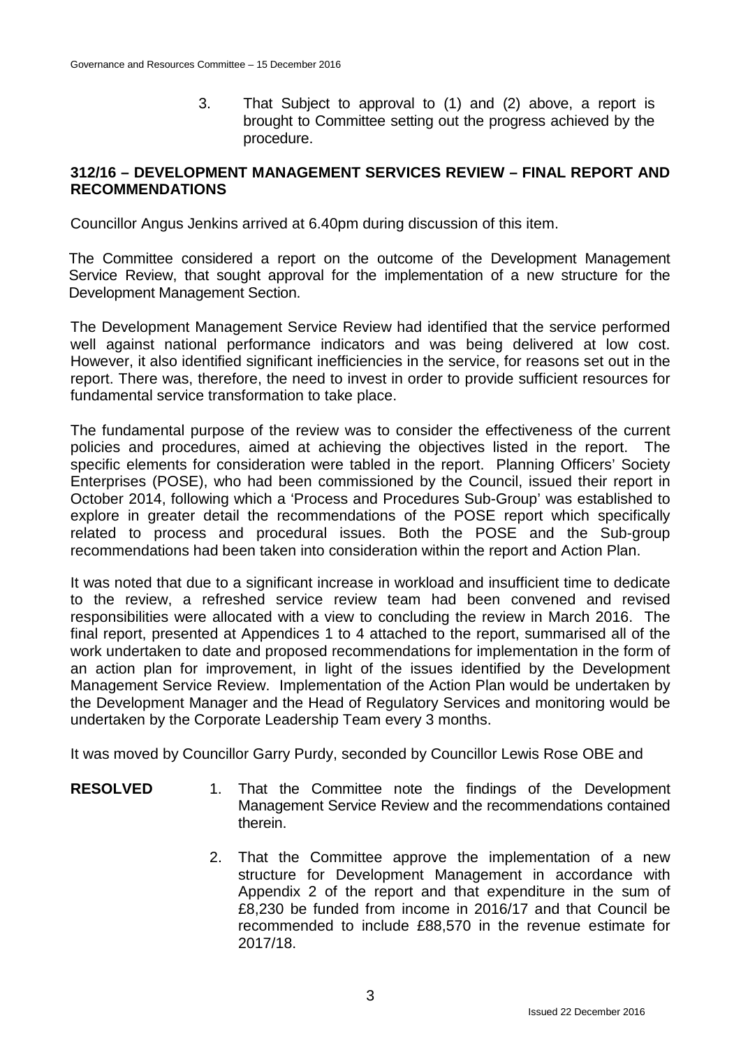3. That Subject to approval to (1) and (2) above, a report is brought to Committee setting out the progress achieved by the procedure.

## 312/16 – DEVELOPMENT MANAGEMENT SERVICES REVIEW – FINAL REPORT AND RECOMMENDATIONS

Councillor Angus Jenkins arrived at 6.40pm during discussion of this item.

The Committee considered a report on the outcome of the Development Management Service Review, that sought approval for the implementation of a new structure for the Development Management Section.

The Development Management Service Review had identified that the service performed well against national performance indicators and was being delivered at low cost. However, it also identified significant inefficiencies in the service, for reasons set out in the report. There was, therefore, the need to invest in order to provide sufficient resources for fundamental service transformation to take place.

The fundamental purpose of the review was to consider the effectiveness of the current policies and procedures, aimed at achieving the objectives listed in the report. The specific elements for consideration were tabled in the report. Planning Officers' Society Enterprises (POSE), who had been commissioned by the Council, issued their report in October 2014, following which a 'Process and Procedures Sub-Group' was established to explore in greater detail the recommendations of the POSE report which specifically related to process and procedural issues. Both the POSE and the Sub-group recommendations had been taken into consideration within the report and Action Plan.

It was noted that due to a significant increase in workload and insufficient time to dedicate to the review, a refreshed service review team had been convened and revised responsibilities were allocated with a view to concluding the review in March 2016. The final report, presented at Appendices 1 to 4 attached to the report, summarised all of the work undertaken to date and proposed recommendations for implementation in the form of an action plan for improvement, in light of the issues identified by the Development Management Service Review. Implementation of the Action Plan would be undertaken by the Development Manager and the Head of Regulatory Services and monitoring would be undertaken by the Corporate Leadership Team every 3 months.

It was moved by Councillor Garry Purdy, seconded by Councillor Lewis Rose OBE and

**RESOLVED**

1. That the Committee note the findings of the Development Management Service Review and the recommendations contained therein.

2. That the Committee approve the implementation of a new structure for Development Management in accordance with Appendix 2 of the report and that expenditure in the sum of £8,230 be funded from income in 2016/17 and that Council be recommended to include £88,570 in the revenue estimate for 2017/18.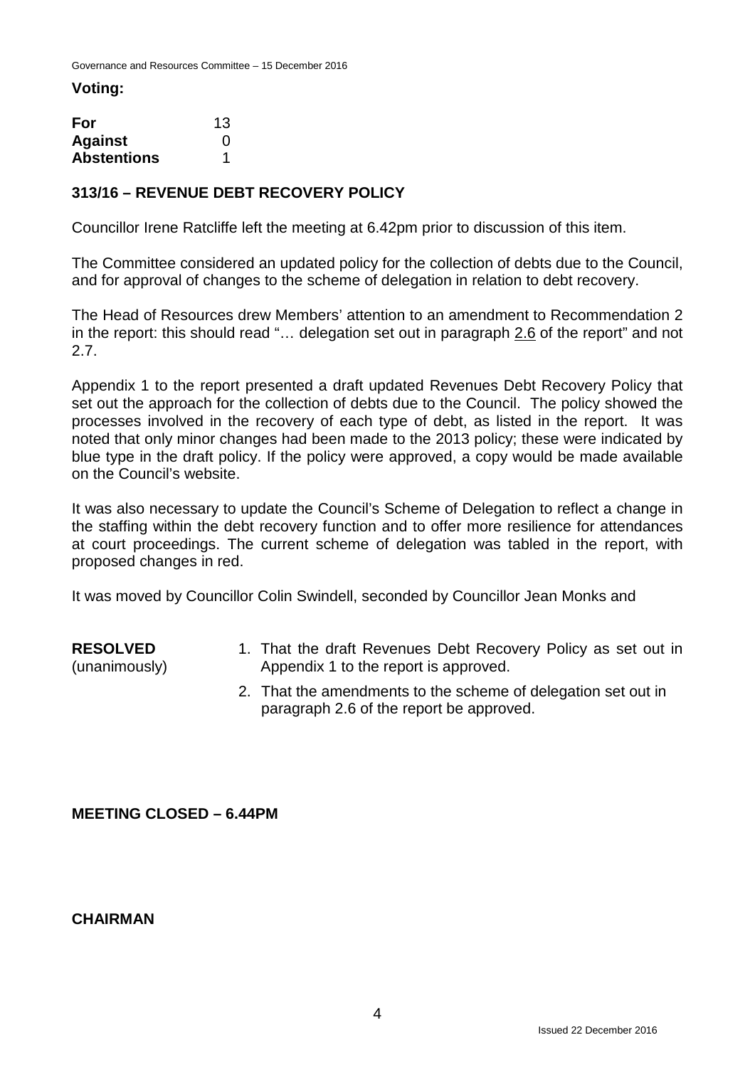**Voting:**

| | |
|---|---|
| **For** | 13 |
| **Against** | 0 |
| **Abstentions** | 1 |

## 313/16 – REVENUE DEBT RECOVERY POLICY

Councillor Irene Ratcliffe left the meeting at 6.42pm prior to discussion of this item.

The Committee considered an updated policy for the collection of debts due to the Council, and for approval of changes to the scheme of delegation in relation to debt recovery.

The Head of Resources drew Members' attention to an amendment to Recommendation 2 in the report: this should read "… delegation set out in paragraph 2.6 of the report" and not 2.7.

Appendix 1 to the report presented a draft updated Revenues Debt Recovery Policy that set out the approach for the collection of debts due to the Council. The policy showed the processes involved in the recovery of each type of debt, as listed in the report. It was noted that only minor changes had been made to the 2013 policy; these were indicated by blue type in the draft policy. If the policy were approved, a copy would be made available on the Council's website.

It was also necessary to update the Council's Scheme of Delegation to reflect a change in the staffing within the debt recovery function and to offer more resilience for attendances at court proceedings. The current scheme of delegation was tabled in the report, with proposed changes in red.

It was moved by Councillor Colin Swindell, seconded by Councillor Jean Monks and

**RESOLVED** (unanimously)

1. That the draft Revenues Debt Recovery Policy as set out in Appendix 1 to the report is approved.
2. That the amendments to the scheme of delegation set out in paragraph 2.6 of the report be approved.

**MEETING CLOSED – 6.44PM**

**CHAIRMAN**